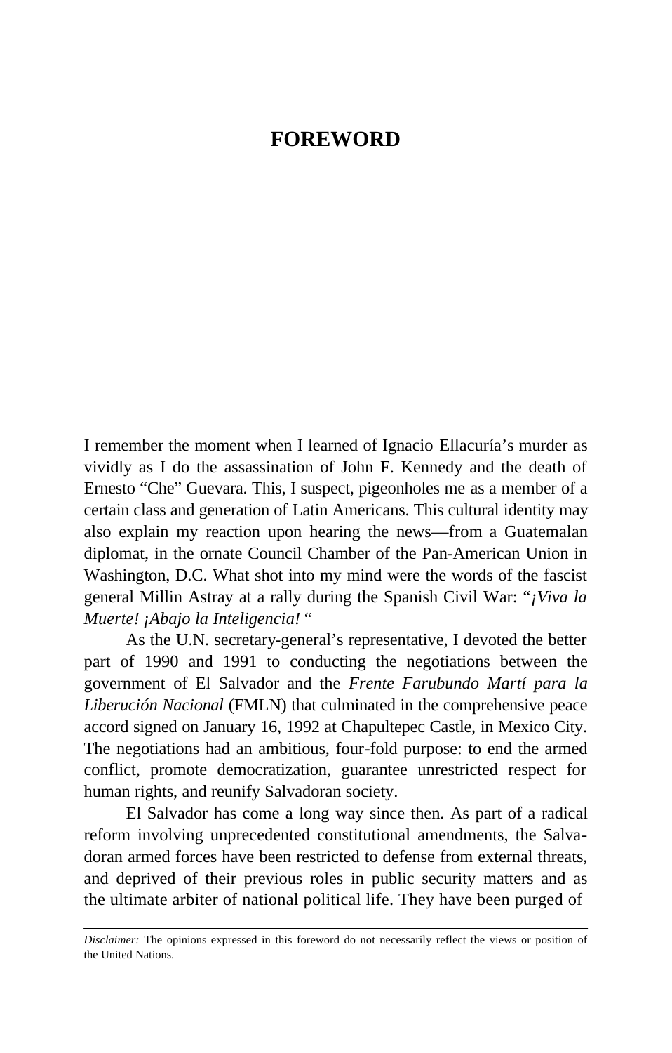# FOREWORD

I remember the moment when I learned of Ignacio Ellacuría's murder as vividly as I do the assassination of John F. Kennedy and the death of Ernesto "Che" Guevara. This, I suspect, pigeonholes me as a member of a certain class and generation of Latin Americans. This cultural identity may also explain my reaction upon hearing the news—from a Guatemalan diplomat, in the ornate Council Chamber of the Pan-American Union in Washington, D.C. What shot into my mind were the words of the fascist general Millin Astray at a rally during the Spanish Civil War: "*¡Viva la Muerte! ¡Abajo la Inteligencia!* "

As the U.N. secretary-general's representative, I devoted the better part of 1990 and 1991 to conducting the negotiations between the government of El Salvador and the *Frente Farubundo Martí para la Liberución Nacional* (FMLN) that culminated in the comprehensive peace accord signed on January 16, 1992 at Chapultepec Castle, in Mexico City. The negotiations had an ambitious, four-fold purpose: to end the armed conflict, promote democratization, guarantee unrestricted respect for human rights, and reunify Salvadoran society.

El Salvador has come a long way since then. As part of a radical reform involving unprecedented constitutional amendments, the Salvadoran armed forces have been restricted to defense from external threats, and deprived of their previous roles in public security matters and as the ultimate arbiter of national political life. They have been purged of

---

*Disclaimer:* The opinions expressed in this foreword do not necessarily reflect the views or position of the United Nations.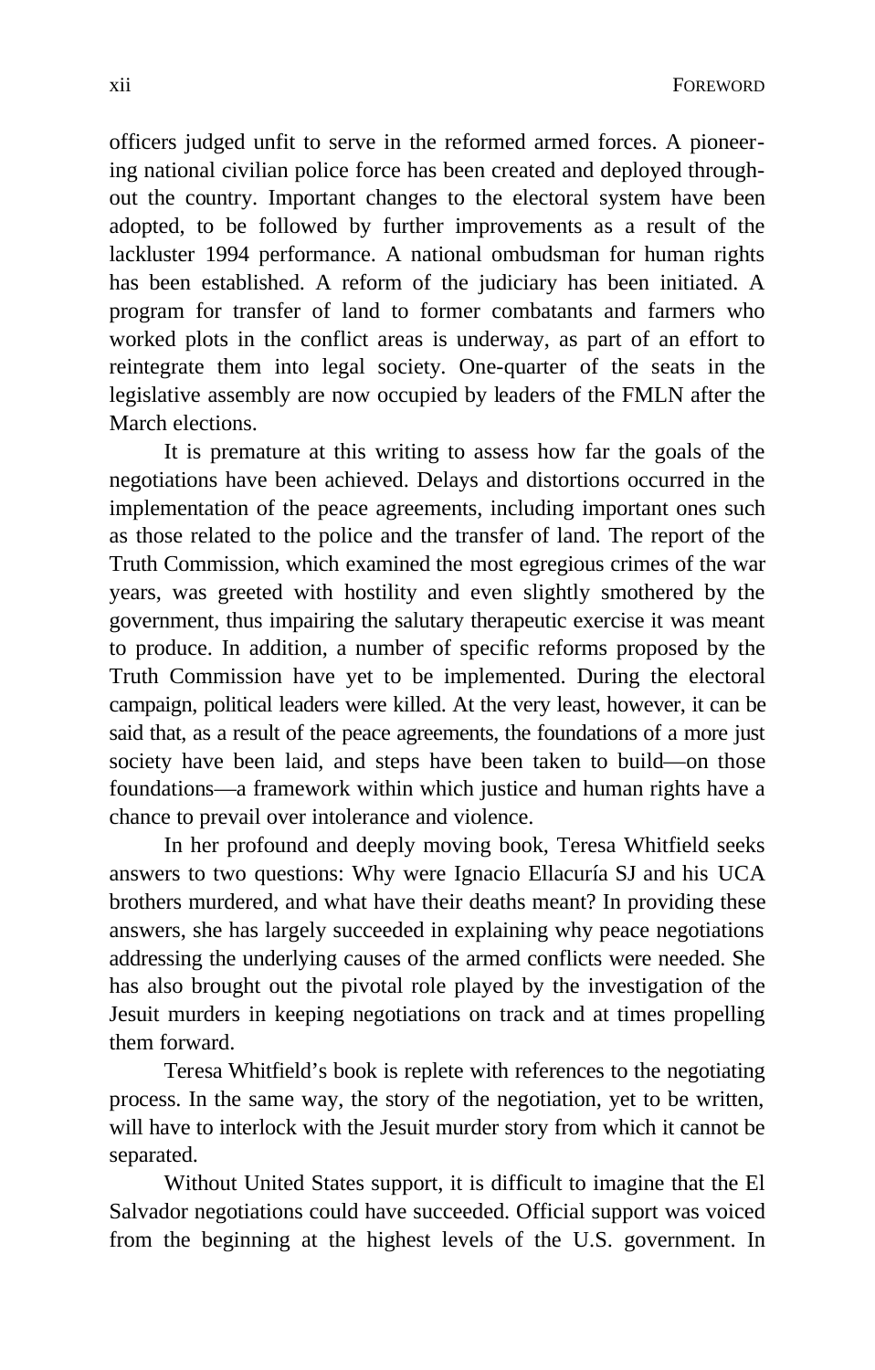officers judged unfit to serve in the reformed armed forces. A pioneering national civilian police force has been created and deployed throughout the country. Important changes to the electoral system have been adopted, to be followed by further improvements as a result of the lackluster 1994 performance. A national ombudsman for human rights has been established. A reform of the judiciary has been initiated. A program for transfer of land to former combatants and farmers who worked plots in the conflict areas is underway, as part of an effort to reintegrate them into legal society. One-quarter of the seats in the legislative assembly are now occupied by leaders of the FMLN after the March elections.

It is premature at this writing to assess how far the goals of the negotiations have been achieved. Delays and distortions occurred in the implementation of the peace agreements, including important ones such as those related to the police and the transfer of land. The report of the Truth Commission, which examined the most egregious crimes of the war years, was greeted with hostility and even slightly smothered by the government, thus impairing the salutary therapeutic exercise it was meant to produce. In addition, a number of specific reforms proposed by the Truth Commission have yet to be implemented. During the electoral campaign, political leaders were killed. At the very least, however, it can be said that, as a result of the peace agreements, the foundations of a more just society have been laid, and steps have been taken to build—on those foundations—a framework within which justice and human rights have a chance to prevail over intolerance and violence.

In her profound and deeply moving book, Teresa Whitfield seeks answers to two questions: Why were Ignacio Ellacuría SJ and his UCA brothers murdered, and what have their deaths meant? In providing these answers, she has largely succeeded in explaining why peace negotiations addressing the underlying causes of the armed conflicts were needed. She has also brought out the pivotal role played by the investigation of the Jesuit murders in keeping negotiations on track and at times propelling them forward.

Teresa Whitfield's book is replete with references to the negotiating process. In the same way, the story of the negotiation, yet to be written, will have to interlock with the Jesuit murder story from which it cannot be separated.

Without United States support, it is difficult to imagine that the El Salvador negotiations could have succeeded. Official support was voiced from the beginning at the highest levels of the U.S. government. In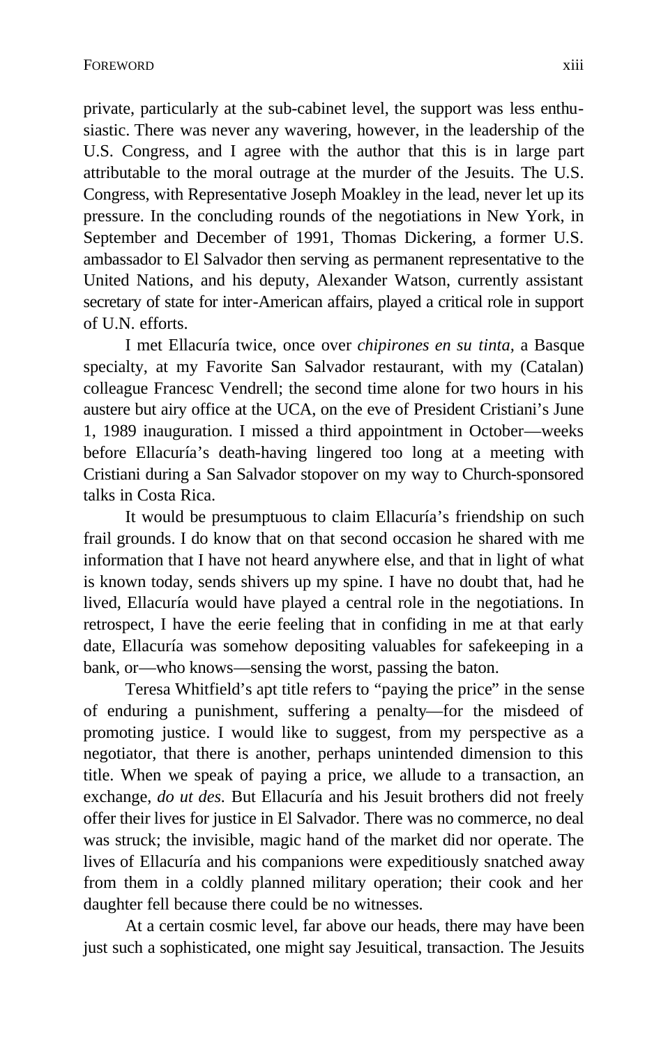private, particularly at the sub-cabinet level, the support was less enthusiastic. There was never any wavering, however, in the leadership of the U.S. Congress, and I agree with the author that this is in large part attributable to the moral outrage at the murder of the Jesuits. The U.S. Congress, with Representative Joseph Moakley in the lead, never let up its pressure. In the concluding rounds of the negotiations in New York, in September and December of 1991, Thomas Dickering, a former U.S. ambassador to El Salvador then serving as permanent representative to the United Nations, and his deputy, Alexander Watson, currently assistant secretary of state for inter-American affairs, played a critical role in support of U.N. efforts.

I met Ellacuría twice, once over *chipirones en su tinta*, a Basque specialty, at my Favorite San Salvador restaurant, with my (Catalan) colleague Francesc Vendrell; the second time alone for two hours in his austere but airy office at the UCA, on the eve of President Cristiani's June 1, 1989 inauguration. I missed a third appointment in October—weeks before Ellacuría's death-having lingered too long at a meeting with Cristiani during a San Salvador stopover on my way to Church-sponsored talks in Costa Rica.

It would be presumptuous to claim Ellacuría's friendship on such frail grounds. I do know that on that second occasion he shared with me information that I have not heard anywhere else, and that in light of what is known today, sends shivers up my spine. I have no doubt that, had he lived, Ellacuría would have played a central role in the negotiations. In retrospect, I have the eerie feeling that in confiding in me at that early date, Ellacuría was somehow depositing valuables for safekeeping in a bank, or—who knows—sensing the worst, passing the baton.

Teresa Whitfield's apt title refers to "paying the price" in the sense of enduring a punishment, suffering a penalty—for the misdeed of promoting justice. I would like to suggest, from my perspective as a negotiator, that there is another, perhaps unintended dimension to this title. When we speak of paying a price, we allude to a transaction, an exchange, *do ut des.* But Ellacuría and his Jesuit brothers did not freely offer their lives for justice in El Salvador. There was no commerce, no deal was struck; the invisible, magic hand of the market did nor operate. The lives of Ellacuría and his companions were expeditiously snatched away from them in a coldly planned military operation; their cook and her daughter fell because there could be no witnesses.

At a certain cosmic level, far above our heads, there may have been just such a sophisticated, one might say Jesuitical, transaction. The Jesuits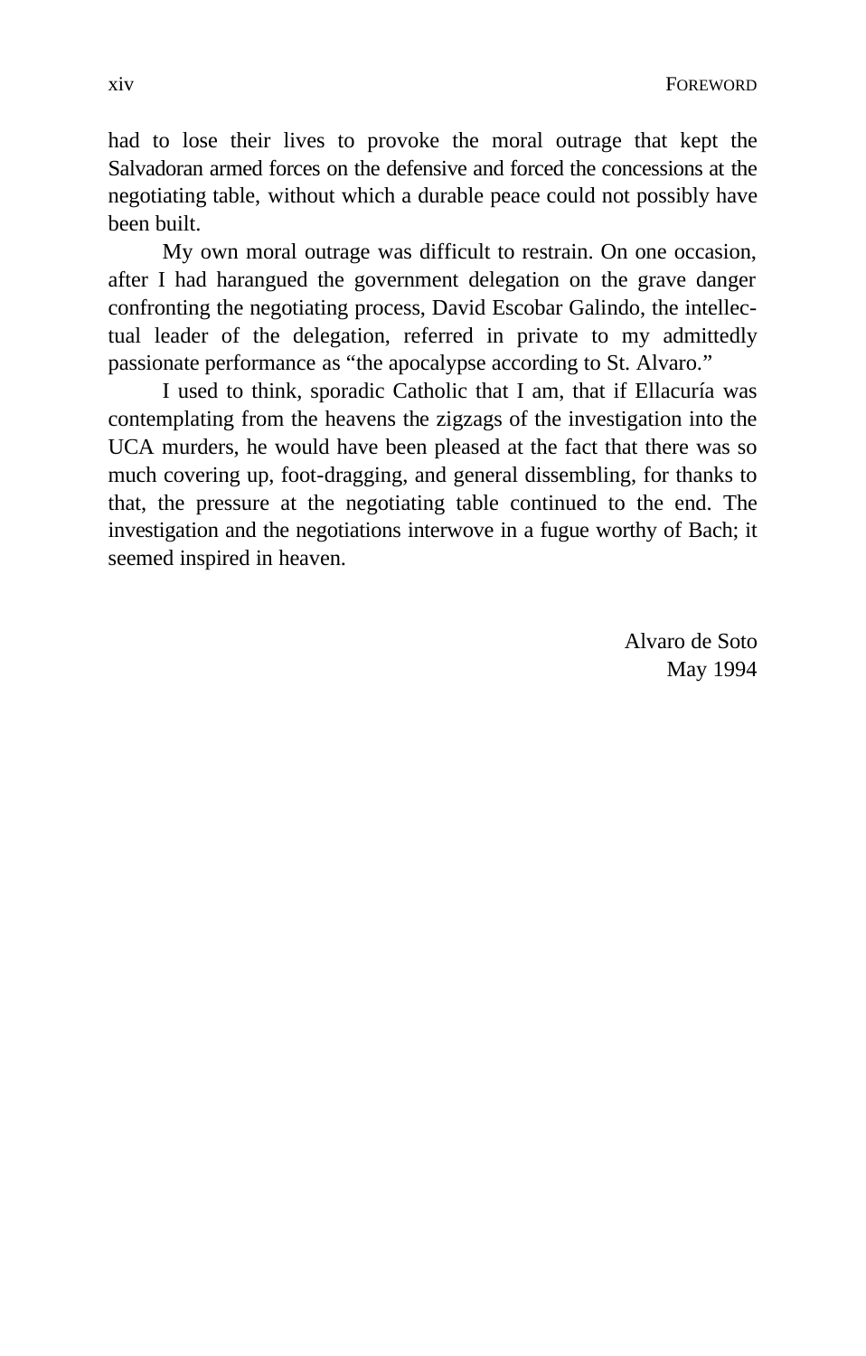had to lose their lives to provoke the moral outrage that kept the Salvadoran armed forces on the defensive and forced the concessions at the negotiating table, without which a durable peace could not possibly have been built.

My own moral outrage was difficult to restrain. On one occasion, after I had harangued the government delegation on the grave danger confronting the negotiating process, David Escobar Galindo, the intellectual leader of the delegation, referred in private to my admittedly passionate performance as "the apocalypse according to St. Alvaro."

I used to think, sporadic Catholic that I am, that if Ellacuría was contemplating from the heavens the zigzags of the investigation into the UCA murders, he would have been pleased at the fact that there was so much covering up, foot-dragging, and general dissembling, for thanks to that, the pressure at the negotiating table continued to the end. The investigation and the negotiations interwove in a fugue worthy of Bach; it seemed inspired in heaven.

Alvaro de Soto
May 1994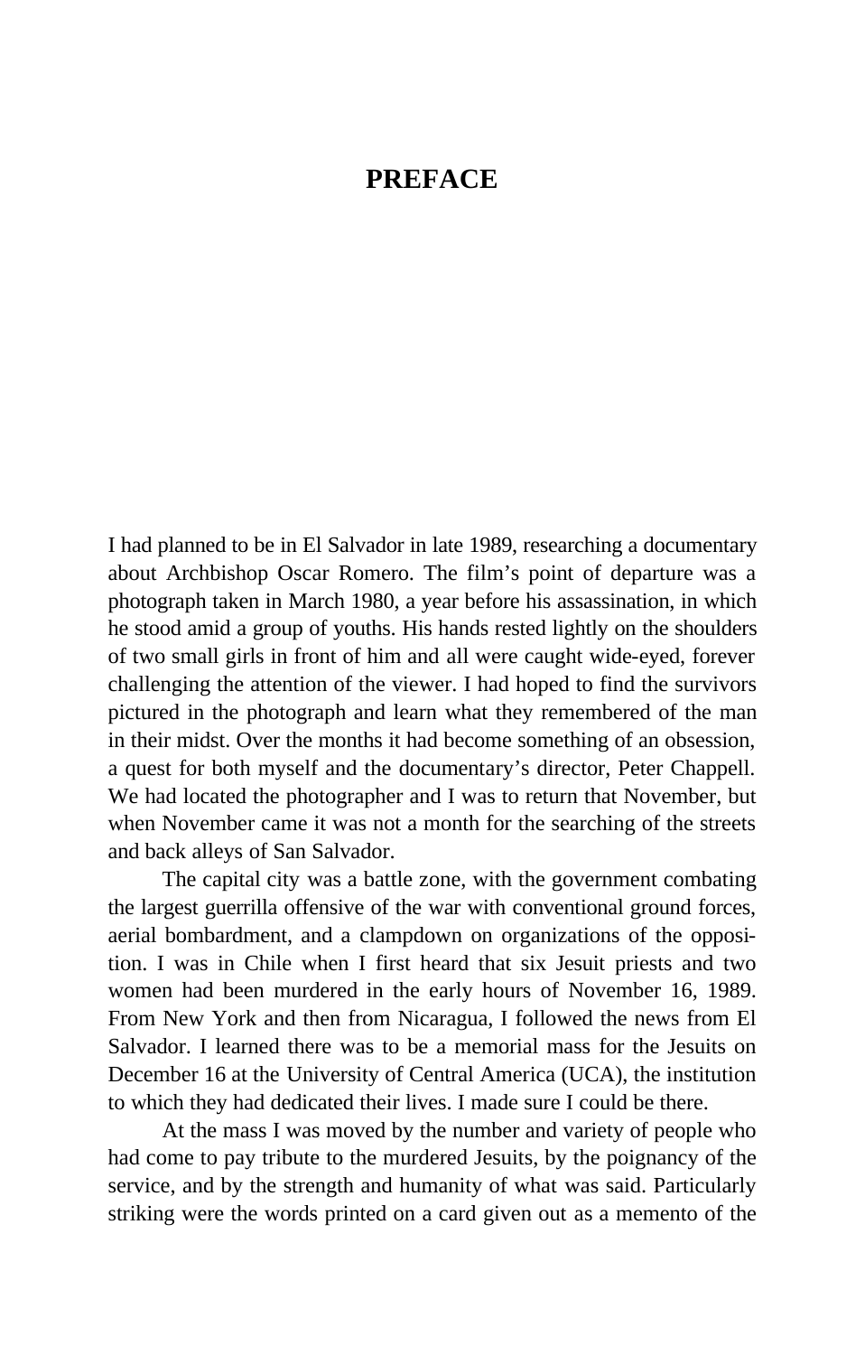# PREFACE

I had planned to be in El Salvador in late 1989, researching a documentary about Archbishop Oscar Romero. The film's point of departure was a photograph taken in March 1980, a year before his assassination, in which he stood amid a group of youths. His hands rested lightly on the shoulders of two small girls in front of him and all were caught wide-eyed, forever challenging the attention of the viewer. I had hoped to find the survivors pictured in the photograph and learn what they remembered of the man in their midst. Over the months it had become something of an obsession, a quest for both myself and the documentary's director, Peter Chappell. We had located the photographer and I was to return that November, but when November came it was not a month for the searching of the streets and back alleys of San Salvador.

The capital city was a battle zone, with the government combating the largest guerrilla offensive of the war with conventional ground forces, aerial bombardment, and a clampdown on organizations of the opposition. I was in Chile when I first heard that six Jesuit priests and two women had been murdered in the early hours of November 16, 1989. From New York and then from Nicaragua, I followed the news from El Salvador. I learned there was to be a memorial mass for the Jesuits on December 16 at the University of Central America (UCA), the institution to which they had dedicated their lives. I made sure I could be there.

At the mass I was moved by the number and variety of people who had come to pay tribute to the murdered Jesuits, by the poignancy of the service, and by the strength and humanity of what was said. Particularly striking were the words printed on a card given out as a memento of the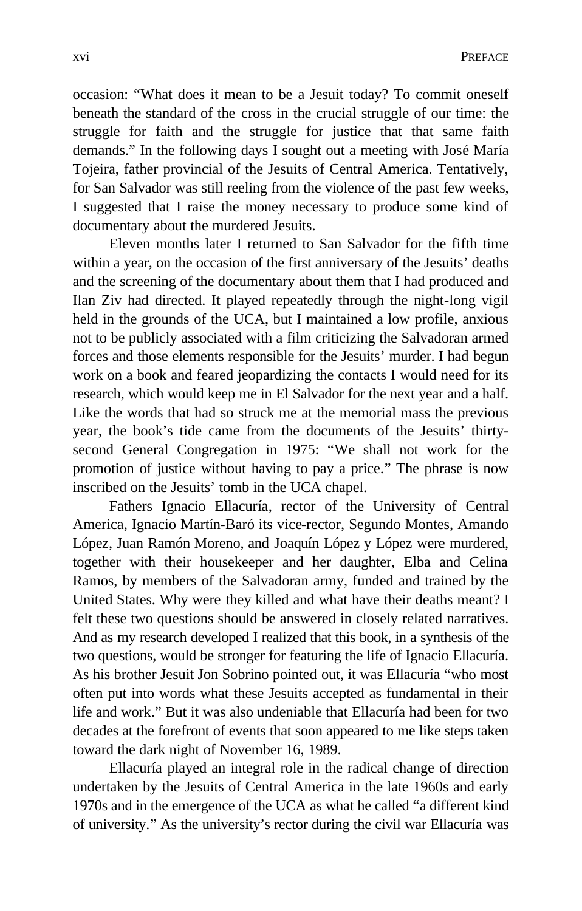occasion: "What does it mean to be a Jesuit today? To commit oneself beneath the standard of the cross in the crucial struggle of our time: the struggle for faith and the struggle for justice that that same faith demands." In the following days I sought out a meeting with José María Tojeira, father provincial of the Jesuits of Central America. Tentatively, for San Salvador was still reeling from the violence of the past few weeks, I suggested that I raise the money necessary to produce some kind of documentary about the murdered Jesuits.

Eleven months later I returned to San Salvador for the fifth time within a year, on the occasion of the first anniversary of the Jesuits' deaths and the screening of the documentary about them that I had produced and Ilan Ziv had directed. It played repeatedly through the night-long vigil held in the grounds of the UCA, but I maintained a low profile, anxious not to be publicly associated with a film criticizing the Salvadoran armed forces and those elements responsible for the Jesuits' murder. I had begun work on a book and feared jeopardizing the contacts I would need for its research, which would keep me in El Salvador for the next year and a half. Like the words that had so struck me at the memorial mass the previous year, the book's tide came from the documents of the Jesuits' thirty-second General Congregation in 1975: "We shall not work for the promotion of justice without having to pay a price." The phrase is now inscribed on the Jesuits' tomb in the UCA chapel.

Fathers Ignacio Ellacuría, rector of the University of Central America, Ignacio Martín-Baró its vice-rector, Segundo Montes, Amando López, Juan Ramón Moreno, and Joaquín López y López were murdered, together with their housekeeper and her daughter, Elba and Celina Ramos, by members of the Salvadoran army, funded and trained by the United States. Why were they killed and what have their deaths meant? I felt these two questions should be answered in closely related narratives. And as my research developed I realized that this book, in a synthesis of the two questions, would be stronger for featuring the life of Ignacio Ellacuría. As his brother Jesuit Jon Sobrino pointed out, it was Ellacuría "who most often put into words what these Jesuits accepted as fundamental in their life and work." But it was also undeniable that Ellacuría had been for two decades at the forefront of events that soon appeared to me like steps taken toward the dark night of November 16, 1989.

Ellacuría played an integral role in the radical change of direction undertaken by the Jesuits of Central America in the late 1960s and early 1970s and in the emergence of the UCA as what he called "a different kind of university." As the university's rector during the civil war Ellacuría was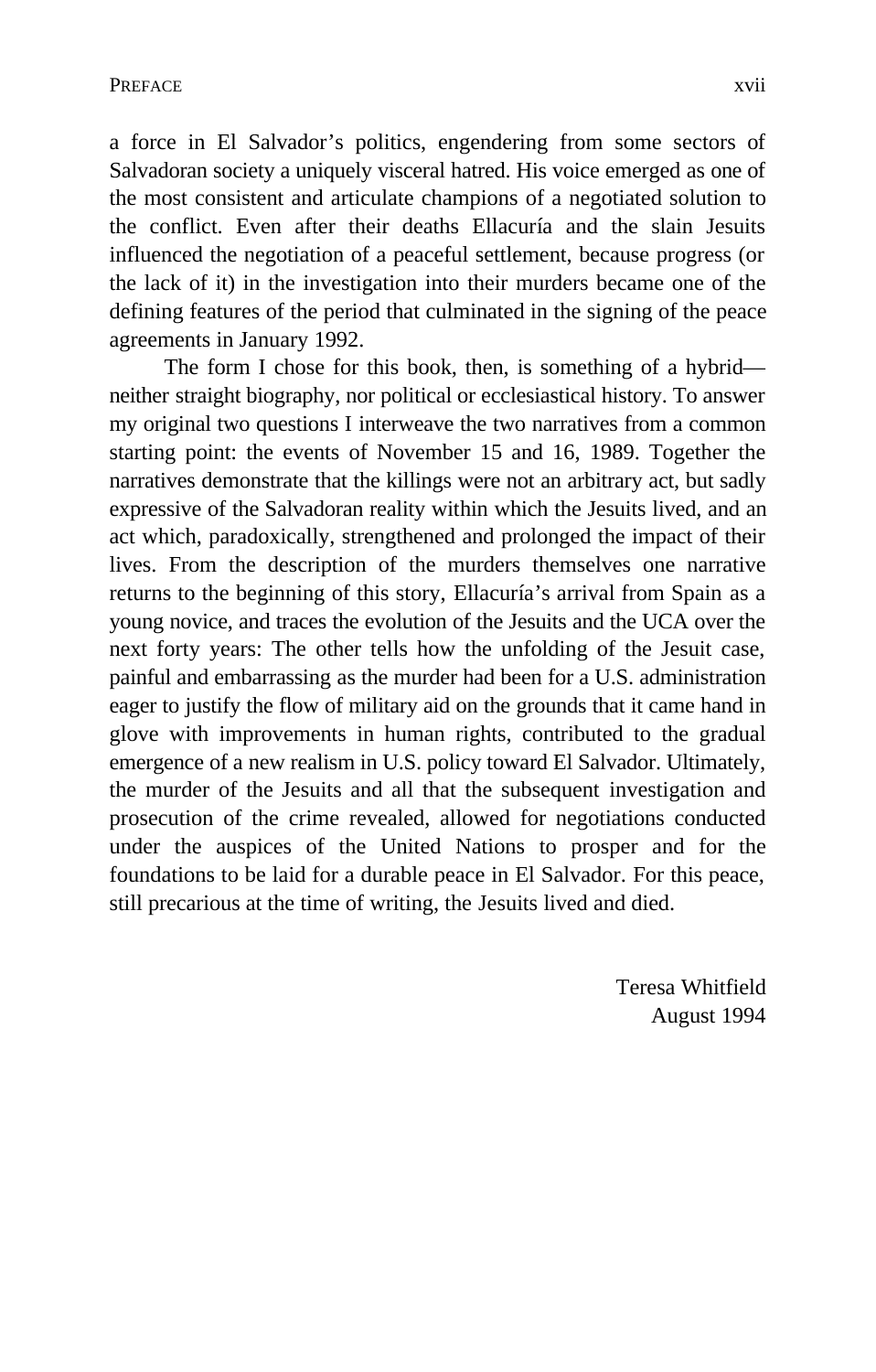a force in El Salvador's politics, engendering from some sectors of Salvadoran society a uniquely visceral hatred. His voice emerged as one of the most consistent and articulate champions of a negotiated solution to the conflict. Even after their deaths Ellacuría and the slain Jesuits influenced the negotiation of a peaceful settlement, because progress (or the lack of it) in the investigation into their murders became one of the defining features of the period that culminated in the signing of the peace agreements in January 1992.

The form I chose for this book, then, is something of a hybrid—neither straight biography, nor political or ecclesiastical history. To answer my original two questions I interweave the two narratives from a common starting point: the events of November 15 and 16, 1989. Together the narratives demonstrate that the killings were not an arbitrary act, but sadly expressive of the Salvadoran reality within which the Jesuits lived, and an act which, paradoxically, strengthened and prolonged the impact of their lives. From the description of the murders themselves one narrative returns to the beginning of this story, Ellacuría's arrival from Spain as a young novice, and traces the evolution of the Jesuits and the UCA over the next forty years: The other tells how the unfolding of the Jesuit case, painful and embarrassing as the murder had been for a U.S. administration eager to justify the flow of military aid on the grounds that it came hand in glove with improvements in human rights, contributed to the gradual emergence of a new realism in U.S. policy toward El Salvador. Ultimately, the murder of the Jesuits and all that the subsequent investigation and prosecution of the crime revealed, allowed for negotiations conducted under the auspices of the United Nations to prosper and for the foundations to be laid for a durable peace in El Salvador. For this peace, still precarious at the time of writing, the Jesuits lived and died.

Teresa Whitfield
August 1994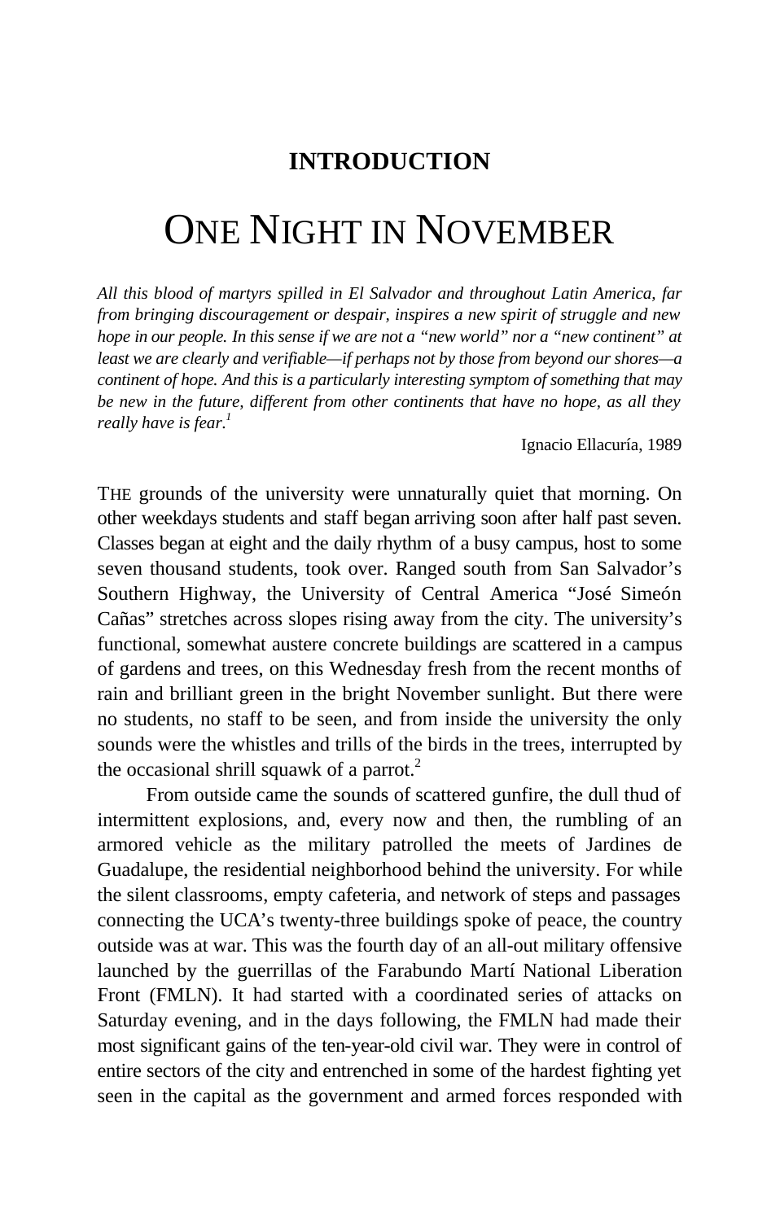## INTRODUCTION

# ONE NIGHT IN NOVEMBER

*All this blood of martyrs spilled in El Salvador and throughout Latin America, far from bringing discouragement or despair, inspires a new spirit of struggle and new hope in our people. In this sense if we are not a "new world" nor a "new continent" at least we are clearly and verifiable—if perhaps not by those from beyond our shores—a continent of hope. And this is a particularly interesting symptom of something that may be new in the future, different from other continents that have no hope, as all they really have is fear.*[1]

Ignacio Ellacuría, 1989

THE grounds of the university were unnaturally quiet that morning. On other weekdays students and staff began arriving soon after half past seven. Classes began at eight and the daily rhythm of a busy campus, host to some seven thousand students, took over. Ranged south from San Salvador's Southern Highway, the University of Central America "José Simeón Cañas" stretches across slopes rising away from the city. The university's functional, somewhat austere concrete buildings are scattered in a campus of gardens and trees, on this Wednesday fresh from the recent months of rain and brilliant green in the bright November sunlight. But there were no students, no staff to be seen, and from inside the university the only sounds were the whistles and trills of the birds in the trees, interrupted by the occasional shrill squawk of a parrot.[2]

From outside came the sounds of scattered gunfire, the dull thud of intermittent explosions, and, every now and then, the rumbling of an armored vehicle as the military patrolled the meets of Jardines de Guadalupe, the residential neighborhood behind the university. For while the silent classrooms, empty cafeteria, and network of steps and passages connecting the UCA's twenty-three buildings spoke of peace, the country outside was at war. This was the fourth day of an all-out military offensive launched by the guerrillas of the Farabundo Martí National Liberation Front (FMLN). It had started with a coordinated series of attacks on Saturday evening, and in the days following, the FMLN had made their most significant gains of the ten-year-old civil war. They were in control of entire sectors of the city and entrenched in some of the hardest fighting yet seen in the capital as the government and armed forces responded with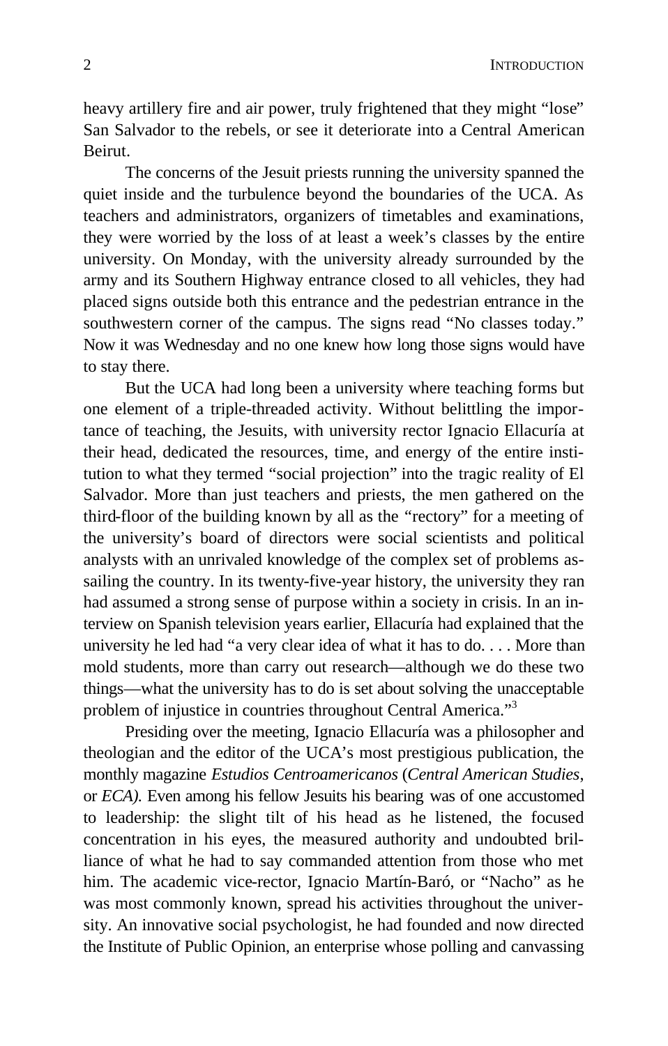heavy artillery fire and air power, truly frightened that they might "lose" San Salvador to the rebels, or see it deteriorate into a Central American Beirut.

The concerns of the Jesuit priests running the university spanned the quiet inside and the turbulence beyond the boundaries of the UCA. As teachers and administrators, organizers of timetables and examinations, they were worried by the loss of at least a week's classes by the entire university. On Monday, with the university already surrounded by the army and its Southern Highway entrance closed to all vehicles, they had placed signs outside both this entrance and the pedestrian entrance in the southwestern corner of the campus. The signs read "No classes today." Now it was Wednesday and no one knew how long those signs would have to stay there.

But the UCA had long been a university where teaching forms but one element of a triple-threaded activity. Without belittling the importance of teaching, the Jesuits, with university rector Ignacio Ellacuría at their head, dedicated the resources, time, and energy of the entire institution to what they termed "social projection" into the tragic reality of El Salvador. More than just teachers and priests, the men gathered on the third-floor of the building known by all as the "rectory" for a meeting of the university's board of directors were social scientists and political analysts with an unrivaled knowledge of the complex set of problems assailing the country. In its twenty-five-year history, the university they ran had assumed a strong sense of purpose within a society in crisis. In an interview on Spanish television years earlier, Ellacuría had explained that the university he led had "a very clear idea of what it has to do. . . . More than mold students, more than carry out research—although we do these two things—what the university has to do is set about solving the unacceptable problem of injustice in countries throughout Central America."[3]

Presiding over the meeting, Ignacio Ellacuría was a philosopher and theologian and the editor of the UCA's most prestigious publication, the monthly magazine *Estudios Centroamericanos* (*Central American Studies*, or *ECA).* Even among his fellow Jesuits his bearing was of one accustomed to leadership: the slight tilt of his head as he listened, the focused concentration in his eyes, the measured authority and undoubted brilliance of what he had to say commanded attention from those who met him. The academic vice-rector, Ignacio Martín-Baró, or "Nacho" as he was most commonly known, spread his activities throughout the university. An innovative social psychologist, he had founded and now directed the Institute of Public Opinion, an enterprise whose polling and canvassing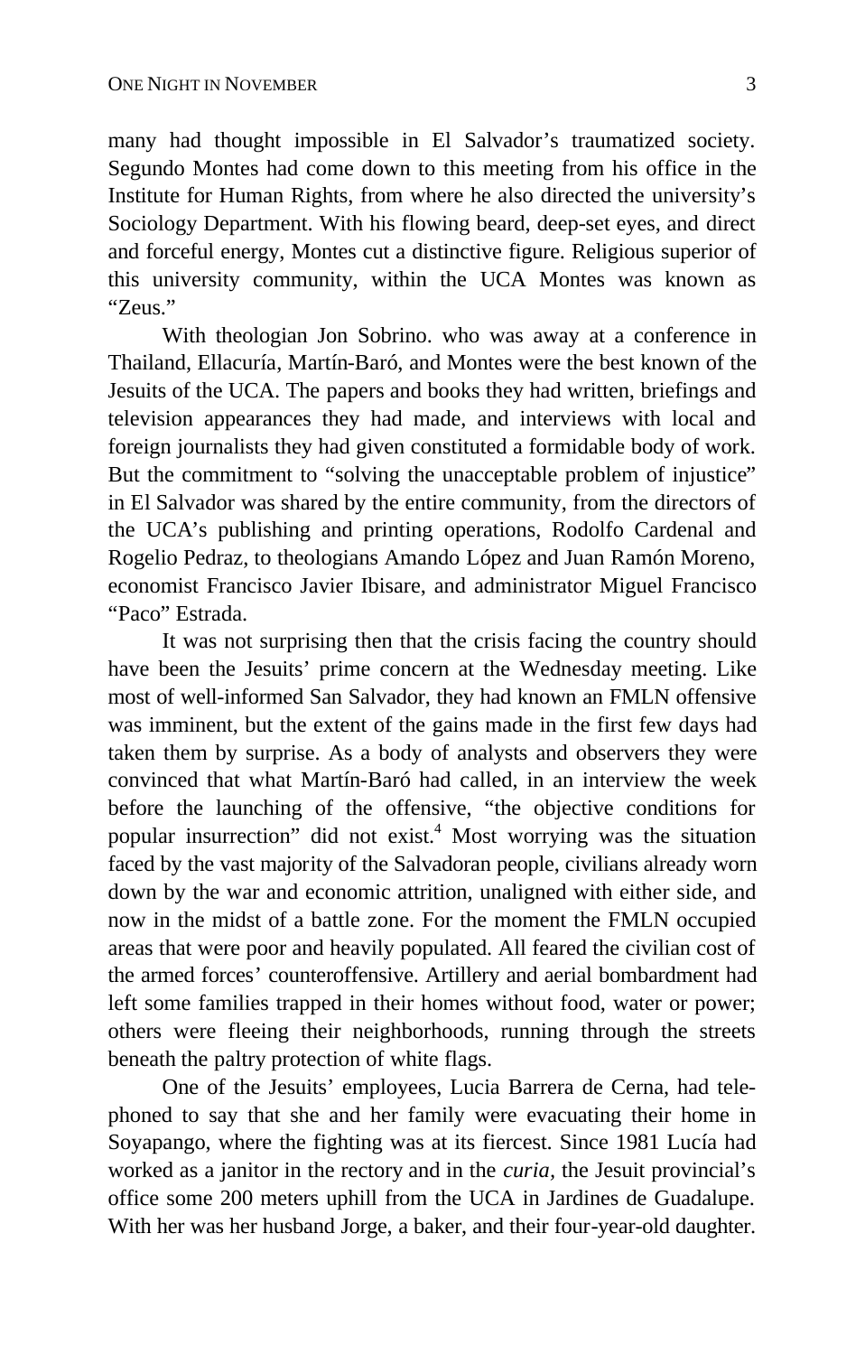many had thought impossible in El Salvador's traumatized society. Segundo Montes had come down to this meeting from his office in the Institute for Human Rights, from where he also directed the university's Sociology Department. With his flowing beard, deep-set eyes, and direct and forceful energy, Montes cut a distinctive figure. Religious superior of this university community, within the UCA Montes was known as "Zeus."

With theologian Jon Sobrino. who was away at a conference in Thailand, Ellacuría, Martín-Baró, and Montes were the best known of the Jesuits of the UCA. The papers and books they had written, briefings and television appearances they had made, and interviews with local and foreign journalists they had given constituted a formidable body of work. But the commitment to "solving the unacceptable problem of injustice" in El Salvador was shared by the entire community, from the directors of the UCA's publishing and printing operations, Rodolfo Cardenal and Rogelio Pedraz, to theologians Amando López and Juan Ramón Moreno, economist Francisco Javier Ibisare, and administrator Miguel Francisco "Paco" Estrada.

It was not surprising then that the crisis facing the country should have been the Jesuits' prime concern at the Wednesday meeting. Like most of well-informed San Salvador, they had known an FMLN offensive was imminent, but the extent of the gains made in the first few days had taken them by surprise. As a body of analysts and observers they were convinced that what Martín-Baró had called, in an interview the week before the launching of the offensive, "the objective conditions for popular insurrection" did not exist.[4] Most worrying was the situation faced by the vast majority of the Salvadoran people, civilians already worn down by the war and economic attrition, unaligned with either side, and now in the midst of a battle zone. For the moment the FMLN occupied areas that were poor and heavily populated. All feared the civilian cost of the armed forces' counteroffensive. Artillery and aerial bombardment had left some families trapped in their homes without food, water or power; others were fleeing their neighborhoods, running through the streets beneath the paltry protection of white flags.

One of the Jesuits' employees, Lucia Barrera de Cerna, had telephoned to say that she and her family were evacuating their home in Soyapango, where the fighting was at its fiercest. Since 1981 Lucía had worked as a janitor in the rectory and in the *curia*, the Jesuit provincial's office some 200 meters uphill from the UCA in Jardines de Guadalupe. With her was her husband Jorge, a baker, and their four-year-old daughter.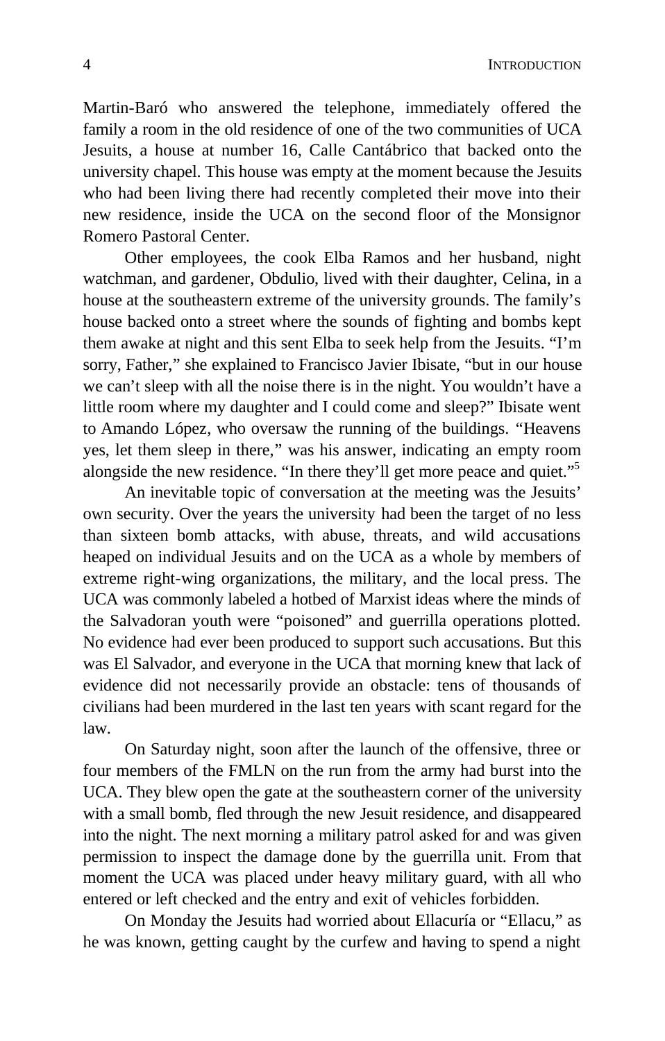Martin-Baró who answered the telephone, immediately offered the family a room in the old residence of one of the two communities of UCA Jesuits, a house at number 16, Calle Cantábrico that backed onto the university chapel. This house was empty at the moment because the Jesuits who had been living there had recently completed their move into their new residence, inside the UCA on the second floor of the Monsignor Romero Pastoral Center.

Other employees, the cook Elba Ramos and her husband, night watchman, and gardener, Obdulio, lived with their daughter, Celina, in a house at the southeastern extreme of the university grounds. The family's house backed onto a street where the sounds of fighting and bombs kept them awake at night and this sent Elba to seek help from the Jesuits. "I'm sorry, Father," she explained to Francisco Javier Ibisate, "but in our house we can't sleep with all the noise there is in the night. You wouldn't have a little room where my daughter and I could come and sleep?" Ibisate went to Amando López, who oversaw the running of the buildings. "Heavens yes, let them sleep in there," was his answer, indicating an empty room alongside the new residence. "In there they'll get more peace and quiet."[5]

An inevitable topic of conversation at the meeting was the Jesuits' own security. Over the years the university had been the target of no less than sixteen bomb attacks, with abuse, threats, and wild accusations heaped on individual Jesuits and on the UCA as a whole by members of extreme right-wing organizations, the military, and the local press. The UCA was commonly labeled a hotbed of Marxist ideas where the minds of the Salvadoran youth were "poisoned" and guerrilla operations plotted. No evidence had ever been produced to support such accusations. But this was El Salvador, and everyone in the UCA that morning knew that lack of evidence did not necessarily provide an obstacle: tens of thousands of civilians had been murdered in the last ten years with scant regard for the law.

On Saturday night, soon after the launch of the offensive, three or four members of the FMLN on the run from the army had burst into the UCA. They blew open the gate at the southeastern corner of the university with a small bomb, fled through the new Jesuit residence, and disappeared into the night. The next morning a military patrol asked for and was given permission to inspect the damage done by the guerrilla unit. From that moment the UCA was placed under heavy military guard, with all who entered or left checked and the entry and exit of vehicles forbidden.

On Monday the Jesuits had worried about Ellacuría or "Ellacu," as he was known, getting caught by the curfew and having to spend a night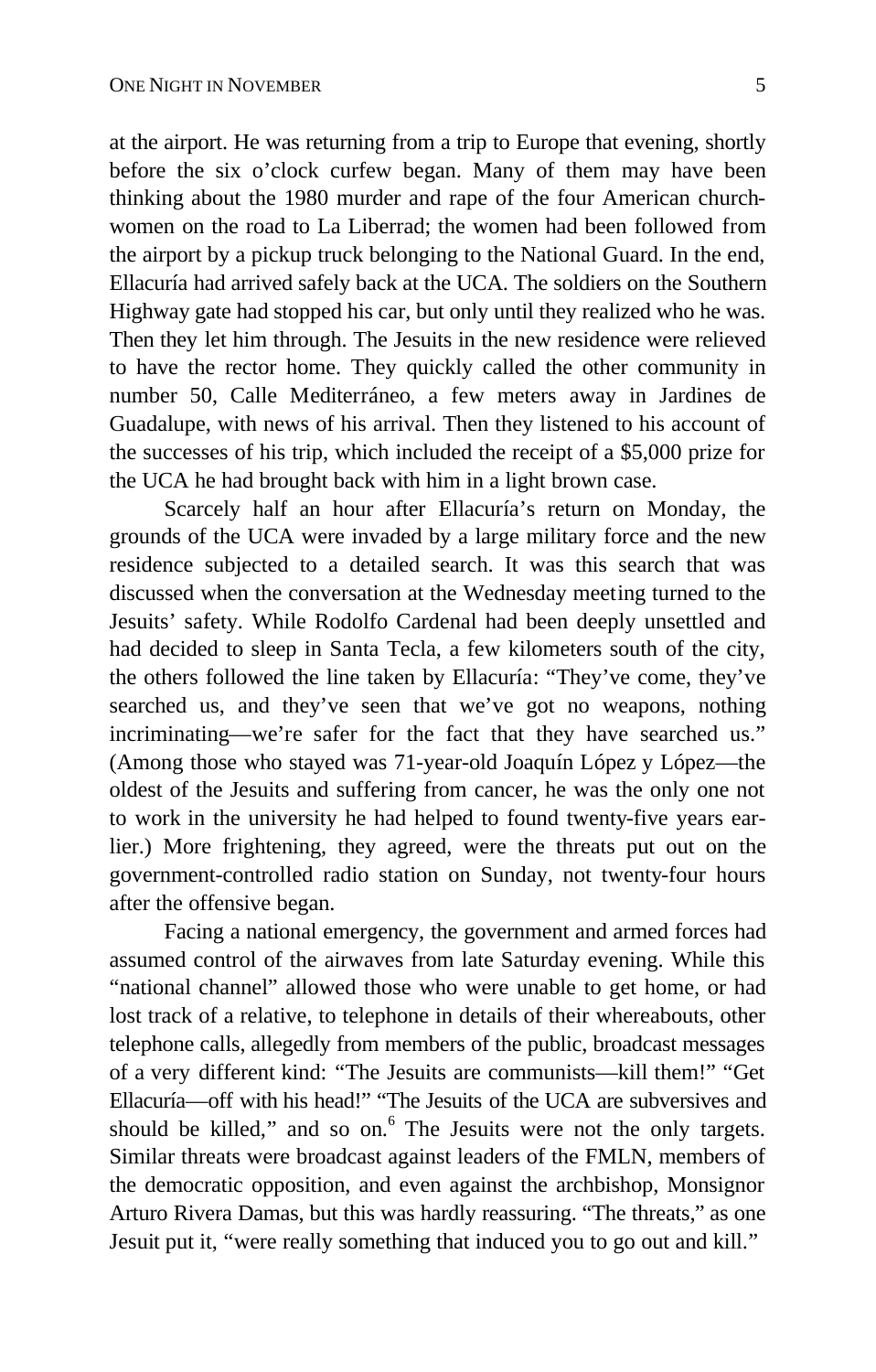at the airport. He was returning from a trip to Europe that evening, shortly before the six o'clock curfew began. Many of them may have been thinking about the 1980 murder and rape of the four American churchwomen on the road to La Liberrad; the women had been followed from the airport by a pickup truck belonging to the National Guard. In the end, Ellacuría had arrived safely back at the UCA. The soldiers on the Southern Highway gate had stopped his car, but only until they realized who he was. Then they let him through. The Jesuits in the new residence were relieved to have the rector home. They quickly called the other community in number 50, Calle Mediterráneo, a few meters away in Jardines de Guadalupe, with news of his arrival. Then they listened to his account of the successes of his trip, which included the receipt of a $5,000 prize for the UCA he had brought back with him in a light brown case.

Scarcely half an hour after Ellacuría's return on Monday, the grounds of the UCA were invaded by a large military force and the new residence subjected to a detailed search. It was this search that was discussed when the conversation at the Wednesday meeting turned to the Jesuits' safety. While Rodolfo Cardenal had been deeply unsettled and had decided to sleep in Santa Tecla, a few kilometers south of the city, the others followed the line taken by Ellacuría: "They've come, they've searched us, and they've seen that we've got no weapons, nothing incriminating—we're safer for the fact that they have searched us." (Among those who stayed was 71-year-old Joaquín López y López—the oldest of the Jesuits and suffering from cancer, he was the only one not to work in the university he had helped to found twenty-five years earlier.) More frightening, they agreed, were the threats put out on the government-controlled radio station on Sunday, not twenty-four hours after the offensive began.

Facing a national emergency, the government and armed forces had assumed control of the airwaves from late Saturday evening. While this "national channel" allowed those who were unable to get home, or had lost track of a relative, to telephone in details of their whereabouts, other telephone calls, allegedly from members of the public, broadcast messages of a very different kind: "The Jesuits are communists—kill them!" "Get Ellacuría—off with his head!" "The Jesuits of the UCA are subversives and should be killed," and so on.[6] The Jesuits were not the only targets. Similar threats were broadcast against leaders of the FMLN, members of the democratic opposition, and even against the archbishop, Monsignor Arturo Rivera Damas, but this was hardly reassuring. "The threats," as one Jesuit put it, "were really something that induced you to go out and kill."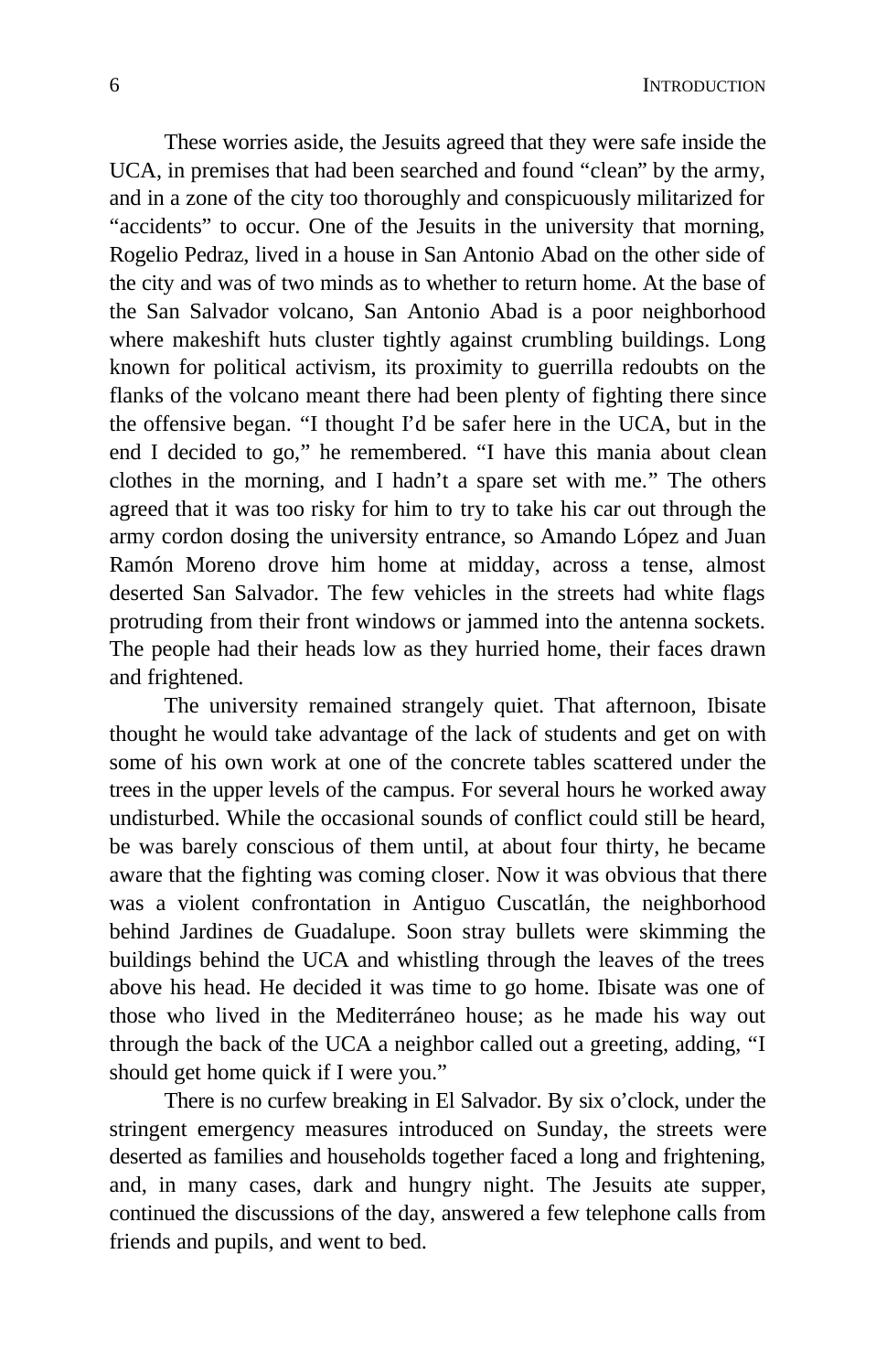These worries aside, the Jesuits agreed that they were safe inside the UCA, in premises that had been searched and found "clean" by the army, and in a zone of the city too thoroughly and conspicuously militarized for "accidents" to occur. One of the Jesuits in the university that morning, Rogelio Pedraz, lived in a house in San Antonio Abad on the other side of the city and was of two minds as to whether to return home. At the base of the San Salvador volcano, San Antonio Abad is a poor neighborhood where makeshift huts cluster tightly against crumbling buildings. Long known for political activism, its proximity to guerrilla redoubts on the flanks of the volcano meant there had been plenty of fighting there since the offensive began. "I thought I'd be safer here in the UCA, but in the end I decided to go," he remembered. "I have this mania about clean clothes in the morning, and I hadn't a spare set with me." The others agreed that it was too risky for him to try to take his car out through the army cordon dosing the university entrance, so Amando López and Juan Ramón Moreno drove him home at midday, across a tense, almost deserted San Salvador. The few vehicles in the streets had white flags protruding from their front windows or jammed into the antenna sockets. The people had their heads low as they hurried home, their faces drawn and frightened.

The university remained strangely quiet. That afternoon, Ibisate thought he would take advantage of the lack of students and get on with some of his own work at one of the concrete tables scattered under the trees in the upper levels of the campus. For several hours he worked away undisturbed. While the occasional sounds of conflict could still be heard, be was barely conscious of them until, at about four thirty, he became aware that the fighting was coming closer. Now it was obvious that there was a violent confrontation in Antiguo Cuscatlán, the neighborhood behind Jardines de Guadalupe. Soon stray bullets were skimming the buildings behind the UCA and whistling through the leaves of the trees above his head. He decided it was time to go home. Ibisate was one of those who lived in the Mediterráneo house; as he made his way out through the back of the UCA a neighbor called out a greeting, adding, "I should get home quick if I were you."

There is no curfew breaking in El Salvador. By six o'clock, under the stringent emergency measures introduced on Sunday, the streets were deserted as families and households together faced a long and frightening, and, in many cases, dark and hungry night. The Jesuits ate supper, continued the discussions of the day, answered a few telephone calls from friends and pupils, and went to bed.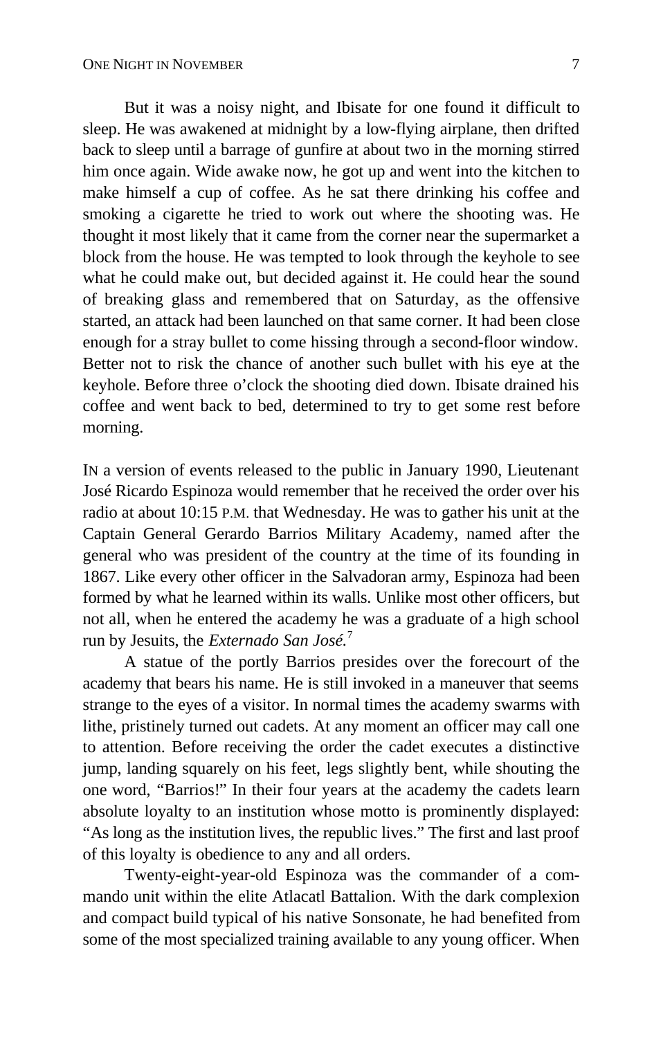But it was a noisy night, and Ibisate for one found it difficult to sleep. He was awakened at midnight by a low-flying airplane, then drifted back to sleep until a barrage of gunfire at about two in the morning stirred him once again. Wide awake now, he got up and went into the kitchen to make himself a cup of coffee. As he sat there drinking his coffee and smoking a cigarette he tried to work out where the shooting was. He thought it most likely that it came from the corner near the supermarket a block from the house. He was tempted to look through the keyhole to see what he could make out, but decided against it. He could hear the sound of breaking glass and remembered that on Saturday, as the offensive started, an attack had been launched on that same corner. It had been close enough for a stray bullet to come hissing through a second-floor window. Better not to risk the chance of another such bullet with his eye at the keyhole. Before three o'clock the shooting died down. Ibisate drained his coffee and went back to bed, determined to try to get some rest before morning.

IN a version of events released to the public in January 1990, Lieutenant José Ricardo Espinoza would remember that he received the order over his radio at about 10:15 P.M. that Wednesday. He was to gather his unit at the Captain General Gerardo Barrios Military Academy, named after the general who was president of the country at the time of its founding in 1867. Like every other officer in the Salvadoran army, Espinoza had been formed by what he learned within its walls. Unlike most other officers, but not all, when he entered the academy he was a graduate of a high school run by Jesuits, the *Externado San José.*[7]

A statue of the portly Barrios presides over the forecourt of the academy that bears his name. He is still invoked in a maneuver that seems strange to the eyes of a visitor. In normal times the academy swarms with lithe, pristinely turned out cadets. At any moment an officer may call one to attention. Before receiving the order the cadet executes a distinctive jump, landing squarely on his feet, legs slightly bent, while shouting the one word, "Barrios!" In their four years at the academy the cadets learn absolute loyalty to an institution whose motto is prominently displayed: "As long as the institution lives, the republic lives." The first and last proof of this loyalty is obedience to any and all orders.

Twenty-eight-year-old Espinoza was the commander of a commando unit within the elite Atlacatl Battalion. With the dark complexion and compact build typical of his native Sonsonate, he had benefited from some of the most specialized training available to any young officer. When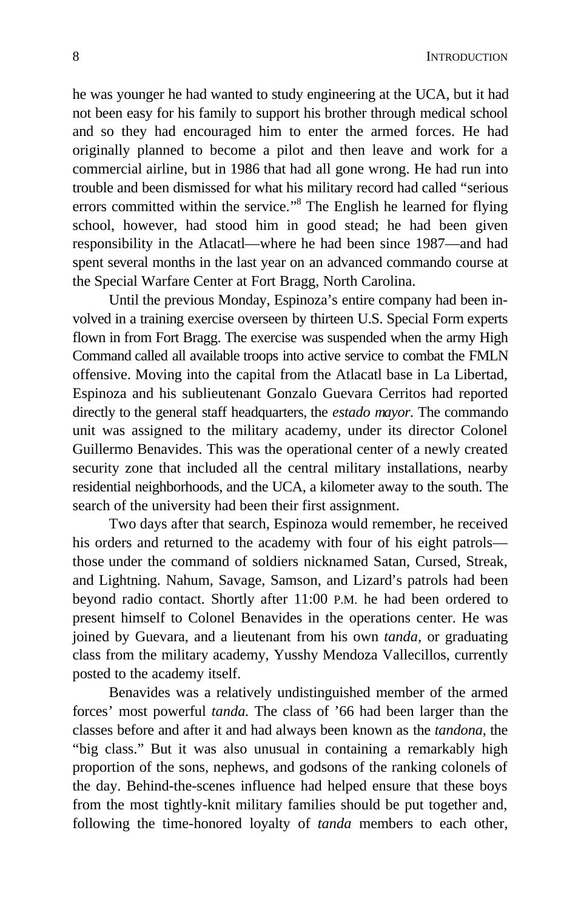he was younger he had wanted to study engineering at the UCA, but it had not been easy for his family to support his brother through medical school and so they had encouraged him to enter the armed forces. He had originally planned to become a pilot and then leave and work for a commercial airline, but in 1986 that had all gone wrong. He had run into trouble and been dismissed for what his military record had called "serious errors committed within the service."[8] The English he learned for flying school, however, had stood him in good stead; he had been given responsibility in the Atlacatl—where he had been since 1987—and had spent several months in the last year on an advanced commando course at the Special Warfare Center at Fort Bragg, North Carolina.

Until the previous Monday, Espinoza's entire company had been involved in a training exercise overseen by thirteen U.S. Special Form experts flown in from Fort Bragg. The exercise was suspended when the army High Command called all available troops into active service to combat the FMLN offensive. Moving into the capital from the Atlacatl base in La Libertad, Espinoza and his sublieutenant Gonzalo Guevara Cerritos had reported directly to the general staff headquarters, the *estado mayor*. The commando unit was assigned to the military academy, under its director Colonel Guillermo Benavides. This was the operational center of a newly created security zone that included all the central military installations, nearby residential neighborhoods, and the UCA, a kilometer away to the south. The search of the university had been their first assignment.

Two days after that search, Espinoza would remember, he received his orders and returned to the academy with four of his eight patrols—those under the command of soldiers nicknamed Satan, Cursed, Streak, and Lightning. Nahum, Savage, Samson, and Lizard's patrols had been beyond radio contact. Shortly after 11:00 P.M. he had been ordered to present himself to Colonel Benavides in the operations center. He was joined by Guevara, and a lieutenant from his own *tanda*, or graduating class from the military academy, Yusshy Mendoza Vallecillos, currently posted to the academy itself.

Benavides was a relatively undistinguished member of the armed forces' most powerful *tanda*. The class of '66 had been larger than the classes before and after it and had always been known as the *tandona*, the "big class." But it was also unusual in containing a remarkably high proportion of the sons, nephews, and godsons of the ranking colonels of the day. Behind-the-scenes influence had helped ensure that these boys from the most tightly-knit military families should be put together and, following the time-honored loyalty of *tanda* members to each other,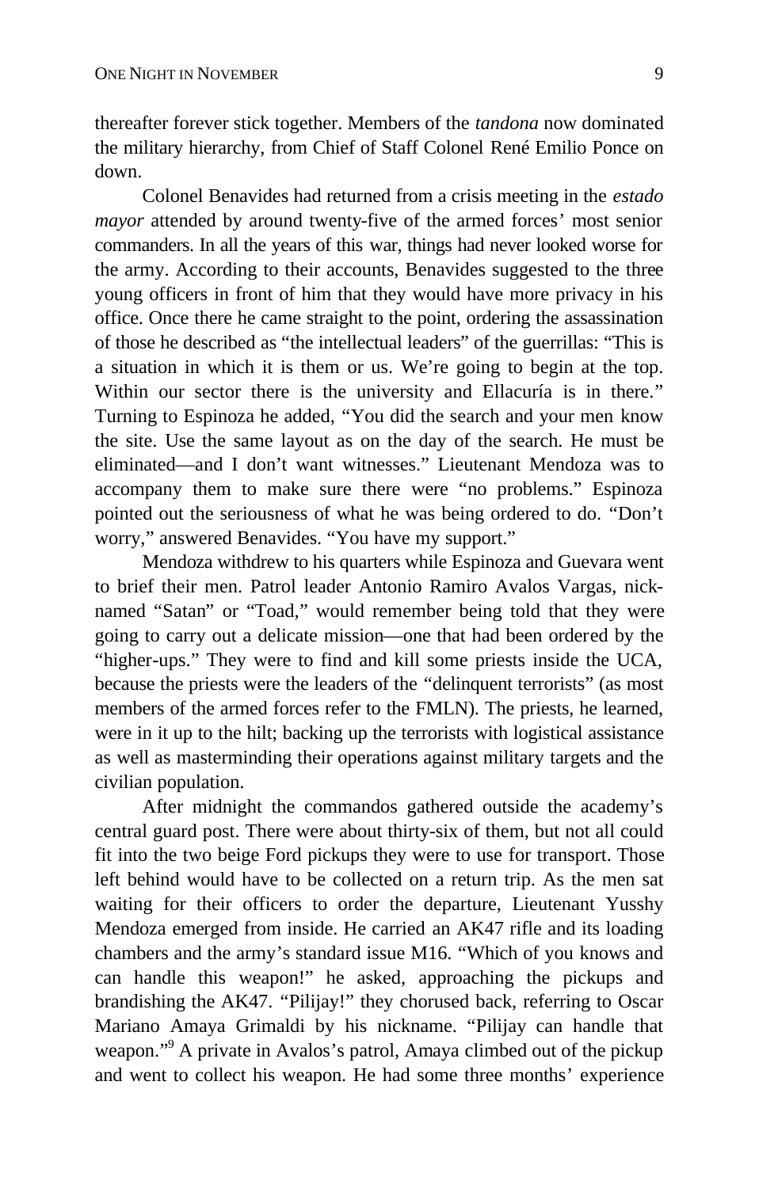thereafter forever stick together. Members of the *tandona* now dominated the military hierarchy, from Chief of Staff Colonel René Emilio Ponce on down.

Colonel Benavides had returned from a crisis meeting in the *estado mayor* attended by around twenty-five of the armed forces' most senior commanders. In all the years of this war, things had never looked worse for the army. According to their accounts, Benavides suggested to the three young officers in front of him that they would have more privacy in his office. Once there he came straight to the point, ordering the assassination of those he described as "the intellectual leaders" of the guerrillas: "This is a situation in which it is them or us. We're going to begin at the top. Within our sector there is the university and Ellacuría is in there." Turning to Espinoza he added, "You did the search and your men know the site. Use the same layout as on the day of the search. He must be eliminated—and I don't want witnesses." Lieutenant Mendoza was to accompany them to make sure there were "no problems." Espinoza pointed out the seriousness of what he was being ordered to do. "Don't worry," answered Benavides. "You have my support."

Mendoza withdrew to his quarters while Espinoza and Guevara went to brief their men. Patrol leader Antonio Ramiro Avalos Vargas, nicknamed "Satan" or "Toad," would remember being told that they were going to carry out a delicate mission—one that had been ordered by the "higher-ups." They were to find and kill some priests inside the UCA, because the priests were the leaders of the "delinquent terrorists" (as most members of the armed forces refer to the FMLN). The priests, he learned, were in it up to the hilt; backing up the terrorists with logistical assistance as well as masterminding their operations against military targets and the civilian population.

After midnight the commandos gathered outside the academy's central guard post. There were about thirty-six of them, but not all could fit into the two beige Ford pickups they were to use for transport. Those left behind would have to be collected on a return trip. As the men sat waiting for their officers to order the departure, Lieutenant Yusshy Mendoza emerged from inside. He carried an AK47 rifle and its loading chambers and the army's standard issue M16. "Which of you knows and can handle this weapon!" he asked, approaching the pickups and brandishing the AK47. "Pilijay!" they chorused back, referring to Oscar Mariano Amaya Grimaldi by his nickname. "Pilijay can handle that weapon."[9] A private in Avalos's patrol, Amaya climbed out of the pickup and went to collect his weapon. He had some three months' experience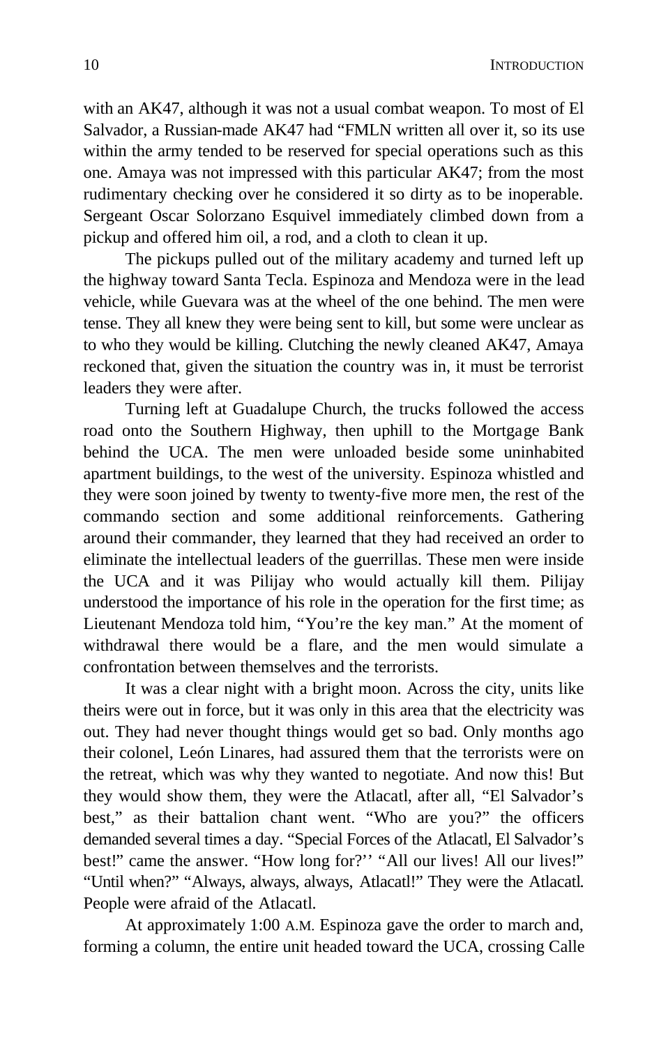with an AK47, although it was not a usual combat weapon. To most of El Salvador, a Russian-made AK47 had "FMLN written all over it, so its use within the army tended to be reserved for special operations such as this one. Amaya was not impressed with this particular AK47; from the most rudimentary checking over he considered it so dirty as to be inoperable. Sergeant Oscar Solorzano Esquivel immediately climbed down from a pickup and offered him oil, a rod, and a cloth to clean it up.

The pickups pulled out of the military academy and turned left up the highway toward Santa Tecla. Espinoza and Mendoza were in the lead vehicle, while Guevara was at the wheel of the one behind. The men were tense. They all knew they were being sent to kill, but some were unclear as to who they would be killing. Clutching the newly cleaned AK47, Amaya reckoned that, given the situation the country was in, it must be terrorist leaders they were after.

Turning left at Guadalupe Church, the trucks followed the access road onto the Southern Highway, then uphill to the Mortgage Bank behind the UCA. The men were unloaded beside some uninhabited apartment buildings, to the west of the university. Espinoza whistled and they were soon joined by twenty to twenty-five more men, the rest of the commando section and some additional reinforcements. Gathering around their commander, they learned that they had received an order to eliminate the intellectual leaders of the guerrillas. These men were inside the UCA and it was Pilijay who would actually kill them. Pilijay understood the importance of his role in the operation for the first time; as Lieutenant Mendoza told him, "You're the key man." At the moment of withdrawal there would be a flare, and the men would simulate a confrontation between themselves and the terrorists.

It was a clear night with a bright moon. Across the city, units like theirs were out in force, but it was only in this area that the electricity was out. They had never thought things would get so bad. Only months ago their colonel, León Linares, had assured them that the terrorists were on the retreat, which was why they wanted to negotiate. And now this! But they would show them, they were the Atlacatl, after all, "El Salvador's best," as their battalion chant went. "Who are you?" the officers demanded several times a day. "Special Forces of the Atlacatl, El Salvador's best!" came the answer. "How long for?'' "All our lives! All our lives!" "Until when?" "Always, always, always, Atlacatl!" They were the Atlacatl. People were afraid of the Atlacatl.

At approximately 1:00 A.M. Espinoza gave the order to march and, forming a column, the entire unit headed toward the UCA, crossing Calle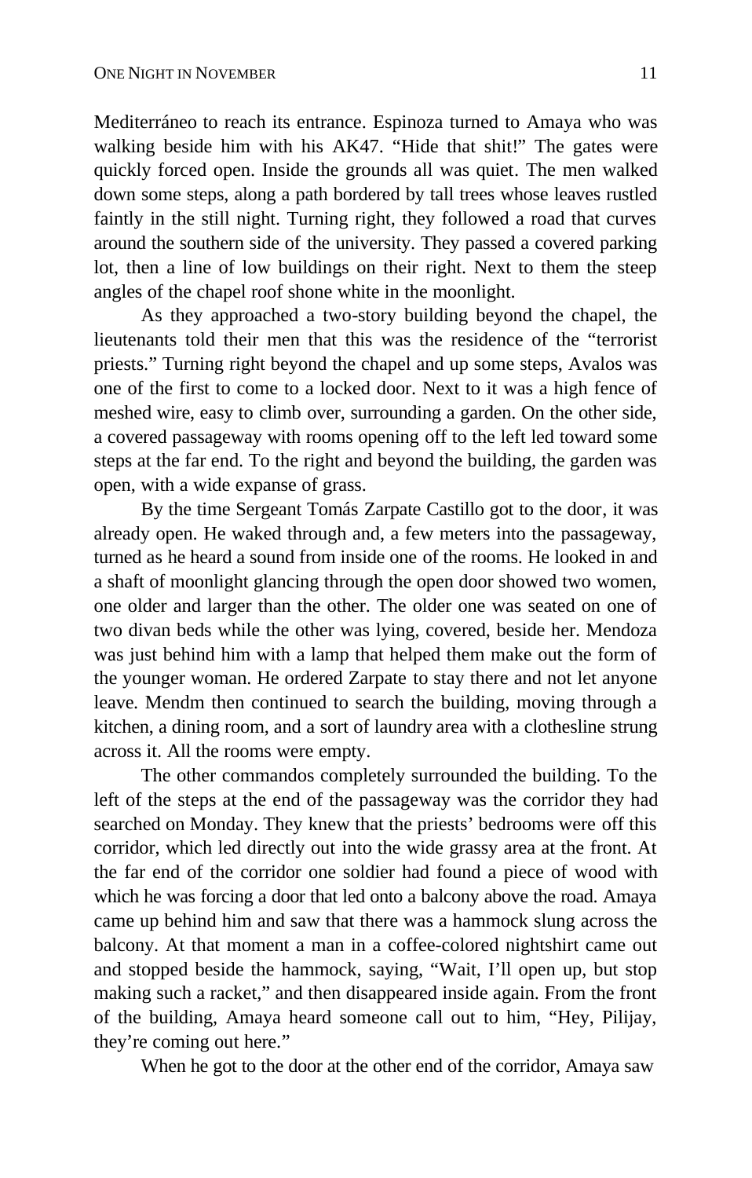Mediterráneo to reach its entrance. Espinoza turned to Amaya who was walking beside him with his AK47. "Hide that shit!" The gates were quickly forced open. Inside the grounds all was quiet. The men walked down some steps, along a path bordered by tall trees whose leaves rustled faintly in the still night. Turning right, they followed a road that curves around the southern side of the university. They passed a covered parking lot, then a line of low buildings on their right. Next to them the steep angles of the chapel roof shone white in the moonlight.

As they approached a two-story building beyond the chapel, the lieutenants told their men that this was the residence of the "terrorist priests." Turning right beyond the chapel and up some steps, Avalos was one of the first to come to a locked door. Next to it was a high fence of meshed wire, easy to climb over, surrounding a garden. On the other side, a covered passageway with rooms opening off to the left led toward some steps at the far end. To the right and beyond the building, the garden was open, with a wide expanse of grass.

By the time Sergeant Tomás Zarpate Castillo got to the door, it was already open. He waked through and, a few meters into the passageway, turned as he heard a sound from inside one of the rooms. He looked in and a shaft of moonlight glancing through the open door showed two women, one older and larger than the other. The older one was seated on one of two divan beds while the other was lying, covered, beside her. Mendoza was just behind him with a lamp that helped them make out the form of the younger woman. He ordered Zarpate to stay there and not let anyone leave. Mendm then continued to search the building, moving through a kitchen, a dining room, and a sort of laundry area with a clothesline strung across it. All the rooms were empty.

The other commandos completely surrounded the building. To the left of the steps at the end of the passageway was the corridor they had searched on Monday. They knew that the priests' bedrooms were off this corridor, which led directly out into the wide grassy area at the front. At the far end of the corridor one soldier had found a piece of wood with which he was forcing a door that led onto a balcony above the road. Amaya came up behind him and saw that there was a hammock slung across the balcony. At that moment a man in a coffee-colored nightshirt came out and stopped beside the hammock, saying, "Wait, I'll open up, but stop making such a racket," and then disappeared inside again. From the front of the building, Amaya heard someone call out to him, "Hey, Pilijay, they're coming out here."

When he got to the door at the other end of the corridor, Amaya saw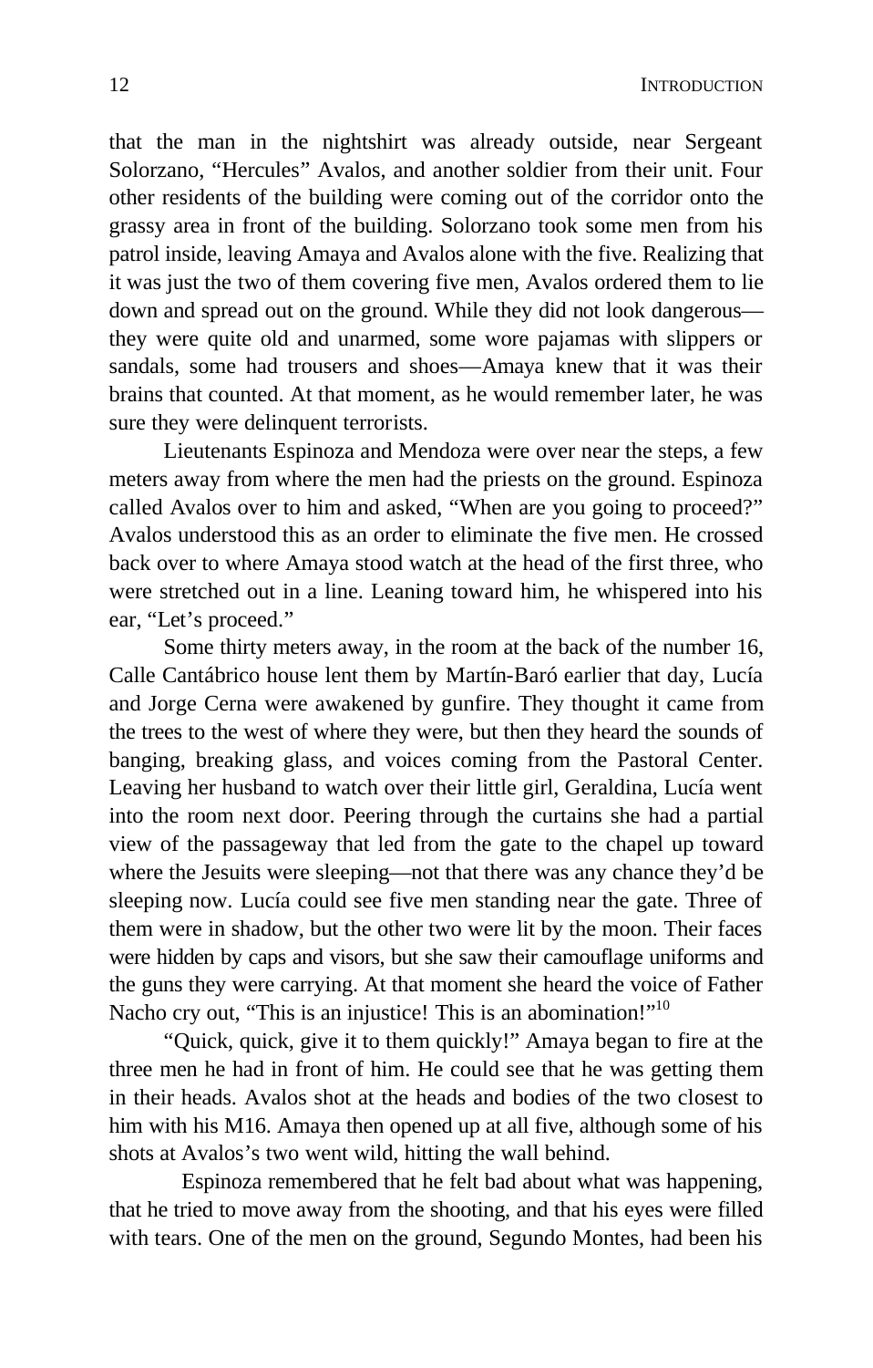that the man in the nightshirt was already outside, near Sergeant Solorzano, “Hercules” Avalos, and another soldier from their unit. Four other residents of the building were coming out of the corridor onto the grassy area in front of the building. Solorzano took some men from his patrol inside, leaving Amaya and Avalos alone with the five. Realizing that it was just the two of them covering five men, Avalos ordered them to lie down and spread out on the ground. While they did not look dangerous—they were quite old and unarmed, some wore pajamas with slippers or sandals, some had trousers and shoes—Amaya knew that it was their brains that counted. At that moment, as he would remember later, he was sure they were delinquent terrorists.

Lieutenants Espinoza and Mendoza were over near the steps, a few meters away from where the men had the priests on the ground. Espinoza called Avalos over to him and asked, “When are you going to proceed?” Avalos understood this as an order to eliminate the five men. He crossed back over to where Amaya stood watch at the head of the first three, who were stretched out in a line. Leaning toward him, he whispered into his ear, “Let’s proceed.”

Some thirty meters away, in the room at the back of the number 16, Calle Cantábrico house lent them by Martín-Baró earlier that day, Lucía and Jorge Cerna were awakened by gunfire. They thought it came from the trees to the west of where they were, but then they heard the sounds of banging, breaking glass, and voices coming from the Pastoral Center. Leaving her husband to watch over their little girl, Geraldina, Lucía went into the room next door. Peering through the curtains she had a partial view of the passageway that led from the gate to the chapel up toward where the Jesuits were sleeping—not that there was any chance they’d be sleeping now. Lucía could see five men standing near the gate. Three of them were in shadow, but the other two were lit by the moon. Their faces were hidden by caps and visors, but she saw their camouflage uniforms and the guns they were carrying. At that moment she heard the voice of Father Nacho cry out, “This is an injustice! This is an abomination!”[10]

“Quick, quick, give it to them quickly!” Amaya began to fire at the three men he had in front of him. He could see that he was getting them in their heads. Avalos shot at the heads and bodies of the two closest to him with his M16. Amaya then opened up at all five, although some of his shots at Avalos’s two went wild, hitting the wall behind.

Espinoza remembered that he felt bad about what was happening, that he tried to move away from the shooting, and that his eyes were filled with tears. One of the men on the ground, Segundo Montes, had been his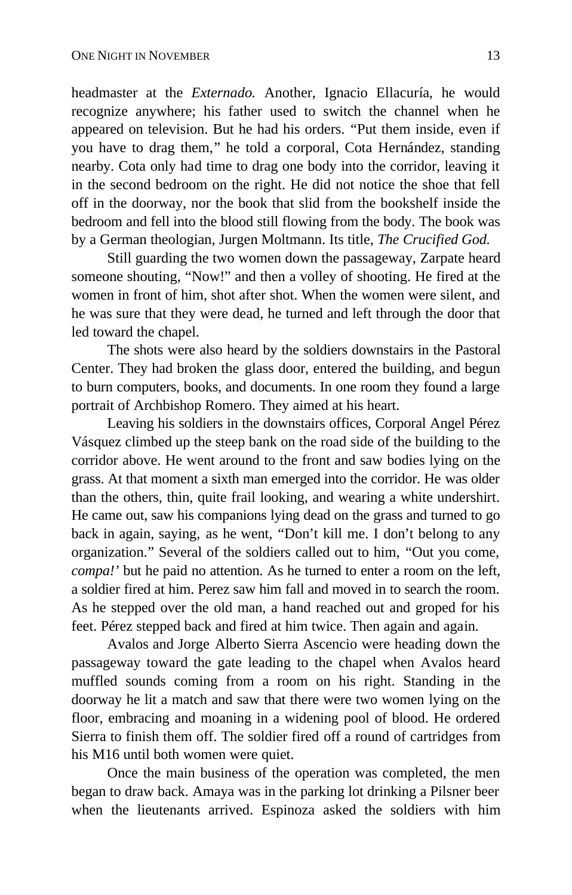headmaster at the *Externado.* Another, Ignacio Ellacuría, he would recognize anywhere; his father used to switch the channel when he appeared on television. But he had his orders. "Put them inside, even if you have to drag them," he told a corporal, Cota Hernández, standing nearby. Cota only had time to drag one body into the corridor, leaving it in the second bedroom on the right. He did not notice the shoe that fell off in the doorway, nor the book that slid from the bookshelf inside the bedroom and fell into the blood still flowing from the body. The book was by a German theologian, Jurgen Moltmann. Its title, *The Crucified God.*

Still guarding the two women down the passageway, Zarpate heard someone shouting, "Now!" and then a volley of shooting. He fired at the women in front of him, shot after shot. When the women were silent, and he was sure that they were dead, he turned and left through the door that led toward the chapel.

The shots were also heard by the soldiers downstairs in the Pastoral Center. They had broken the glass door, entered the building, and begun to burn computers, books, and documents. In one room they found a large portrait of Archbishop Romero. They aimed at his heart.

Leaving his soldiers in the downstairs offices, Corporal Angel Pérez Vásquez climbed up the steep bank on the road side of the building to the corridor above. He went around to the front and saw bodies lying on the grass. At that moment a sixth man emerged into the corridor. He was older than the others, thin, quite frail looking, and wearing a white undershirt. He came out, saw his companions lying dead on the grass and turned to go back in again, saying, as he went, "Don't kill me. I don't belong to any organization." Several of the soldiers called out to him, "Out you come, *compa!'* but he paid no attention. As he turned to enter a room on the left, a soldier fired at him. Perez saw him fall and moved in to search the room. As he stepped over the old man, a hand reached out and groped for his feet. Pérez stepped back and fired at him twice. Then again and again.

Avalos and Jorge Alberto Sierra Ascencio were heading down the passageway toward the gate leading to the chapel when Avalos heard muffled sounds coming from a room on his right. Standing in the doorway he lit a match and saw that there were two women lying on the floor, embracing and moaning in a widening pool of blood. He ordered Sierra to finish them off. The soldier fired off a round of cartridges from his M16 until both women were quiet.

Once the main business of the operation was completed, the men began to draw back. Amaya was in the parking lot drinking a Pilsner beer when the lieutenants arrived. Espinoza asked the soldiers with him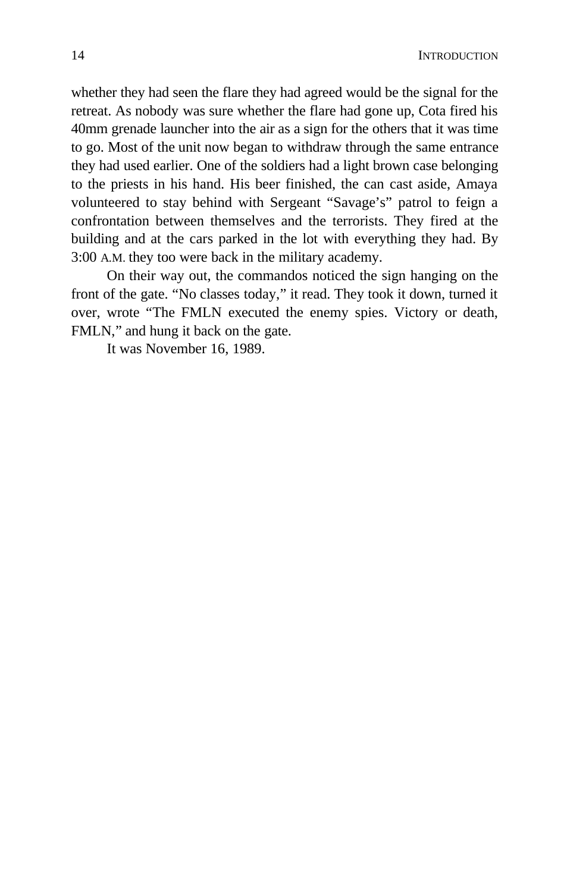whether they had seen the flare they had agreed would be the signal for the retreat. As nobody was sure whether the flare had gone up, Cota fired his 40mm grenade launcher into the air as a sign for the others that it was time to go. Most of the unit now began to withdraw through the same entrance they had used earlier. One of the soldiers had a light brown case belonging to the priests in his hand. His beer finished, the can cast aside, Amaya volunteered to stay behind with Sergeant "Savage's" patrol to feign a confrontation between themselves and the terrorists. They fired at the building and at the cars parked in the lot with everything they had. By 3:00 A.M. they too were back in the military academy.

On their way out, the commandos noticed the sign hanging on the front of the gate. "No classes today," it read. They took it down, turned it over, wrote "The FMLN executed the enemy spies. Victory or death, FMLN," and hung it back on the gate.

It was November 16, 1989.